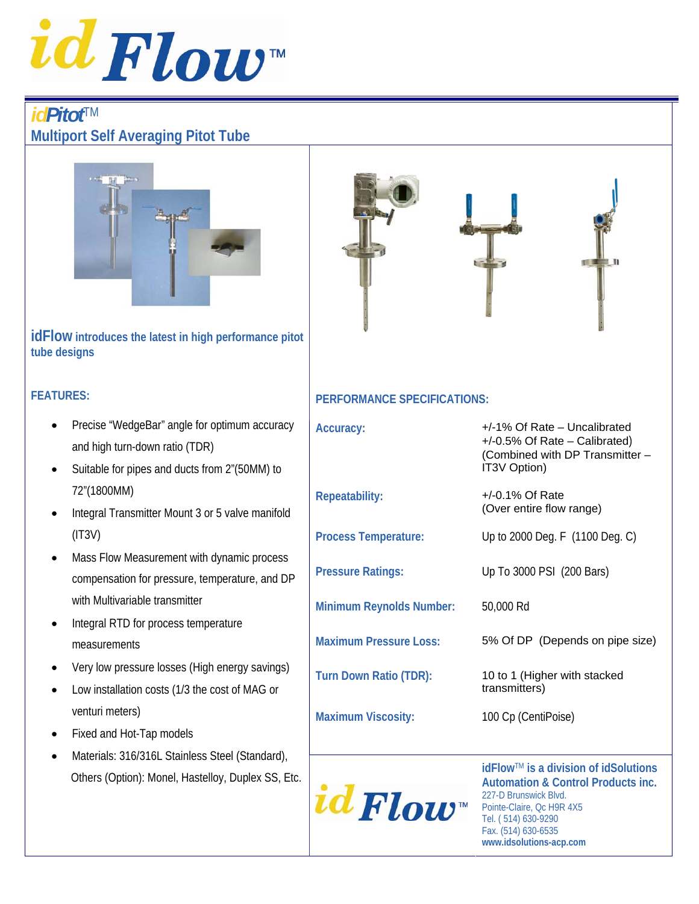# idFlow™

## idPitot™

### Multiport Self Averaging Pitot Tube

**idFlow introduces the latest in high performance pitot tube designs**

### FEATURES:

- Precise "WedgeBar" angle for optimum accuracy and high turn-down ratio (TDR)
- Suitable for pipes and ducts from 2"(50MM) to 72"(1800MM)
- Integral Transmitter Mount 3 or 5 valve manifold (IT3V)
- Mass Flow Measurement with dynamic process compensation for pressure, temperature, and DP with Multivariable transmitter
- Integral RTD for process temperature measurements
- Very low pressure losses (High energy savings)
- Low installation costs (1/3 the cost of MAG or venturi meters)
- Fixed and Hot-Tap models
- Materials: 316/316L Stainless Steel (Standard), Others (Option): Monel, Hastelloy, Duplex SS, Etc.

### PERFORMANCE SPECIFICATIONS:

| | |
|---|---|
| **Accuracy:** | +/-1% Of Rate – Uncalibrated<br>+/-0.5% Of Rate – Calibrated)<br>(Combined with DP Transmitter – IT3V Option) |
| **Repeatability:** | +/-0.1% Of Rate<br>(Over entire flow range) |
| **Process Temperature:** | Up to 2000 Deg. F (1100 Deg. C) |
| **Pressure Ratings:** | Up To 3000 PSI (200 Bars) |
| **Minimum Reynolds Number:** | 50,000 Rd |
| **Maximum Pressure Loss:** | 5% Of DP (Depends on pipe size) |
| **Turn Down Ratio (TDR):** | 10 to 1 (Higher with stacked transmitters) |
| **Maximum Viscosity:** | 100 Cp (CentiPoise) |

**idFlow™ is a division of idSolutions Automation & Control Products inc.**
227-D Brunswick Blvd.
Pointe-Claire, Qc H9R 4X5
Tel. ( 514) 630-9290
Fax. (514) 630-6535
**www.idsolutions-acp.com**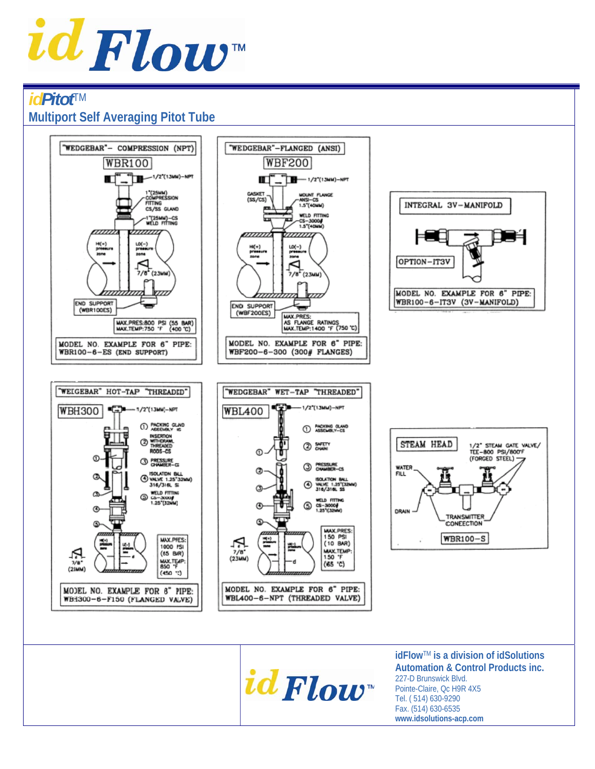# idPitot™

## Multiport Self Averaging Pitot Tube

"WEDGEBAR"– COMPRESSION (NPT)

WBR100

1/2"(13MM)–NPT

1"(25MM) COMPRESSION FITTING CS/SS GLAND

1"(25MM)–CS WELD FITTING

HI(+) pressure zone

LO(–) pressure zone

7/8" (23MM)

END SUPPORT (WBR100ES)

MAX.PRES:800 PSI (55 BAR)
MAX.TEMP:750 °F (400 °C)

MODEL NO. EXAMPLE FOR 6" PIPE:
WBR100–6–ES (END SUPPORT)

"WEDGEBAR"–FLANGED (ANSI)

WBF200

1/2"(13MM)–NPT

GASKET (SS/CS)

MOUNT FLANGE ANSI–CS 1.5"(40MM)

WELD FITTING CS–3000# 1.5"(40MM)

HI(+) pressure zone

LO(–) pressure zone

7/8" (23MM)

END SUPPORT (WBF200ES)

MAX.PRES: AS FLANGE RATINGS
MAX.TEMP:1400 °F (750 °C)

MODEL NO. EXAMPLE FOR 6" PIPE:
WBF200–6–300 (300# FLANGES)

INTEGRAL 3V–MANIFOLD

OPTION–IT3V

MODEL NO. EXAMPLE FOR 6" PIPE:
WBR100–6–IT3V (3V–MANIFOLD)

"WEDGEBAR" HOT–TAP "THREADED"

WBH300

1/2"(13MM)–NPT

① PACKING GLAND ASSEMBLY–SS

② INSERTION WITHDRAWL THREADED RODS–CS

③ PRESSURE CHAMBER–CS

④ ISOLATION BALL VALVE 1.25"(32MM) 316/316L SS

⑤ WELD FITTING CS–3000# 1.25"(32MM)

7/8" (21MM)

MAX.PRES: 1000 PSI (65 BAR)
MAX.TEMP: 850 °F (450 °C)

MODEL NO. EXAMPLE FOR 6" PIPE:
WBH300–6–F150 (FLANGED VALVE)

"WEDGEBAR" WET–TAP "THREADED"

WBL400

1/2"(13MM)–NPT

① PACKING GLAND ASSEMBLY–CS

② SAFETY CHAIN

③ PRESSURE CHAMBER–CS

④ ISOLATION BALL VALVE 1.25"(32MM) 316/316L SS

⑤ WELD FITTING CS–3000# 1.25"(32MM)

7/8" (23MM)

MAX.PRES: 150 PSI (10 BAR)
MAX.TEMP: 150 °F (65 °C)

MODEL NO. EXAMPLE FOR 6" PIPE:
WBL400–6–NPT (THREADED VALVE)

STEAM HEAD

1/2" STEAM GATE VALVE/ TEE–800 PSI/800°F (FORGED STEEL)

WATER FILL

DRAIN

TRANSMITTER CONECTION

WBR100–S

**idFlow™ is a division of idSolutions Automation & Control Products inc.**
227-D Brunswick Blvd.
Pointe-Claire, Qc H9R 4X5
Tel. ( 514) 630-9290
Fax. (514) 630-6535
**www.idsolutions-acp.com**